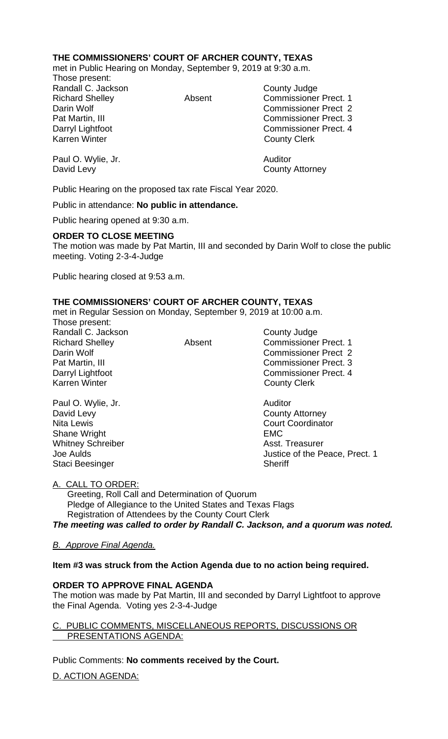**THE COMMISSIONERS' COURT OF ARCHER COUNTY, TEXAS**

met in Public Hearing on Monday, September 9, 2019 at 9:30 a.m.

Those present:

| | | |
|---|---|---|
| Randall C. Jackson | | County Judge |
| Richard Shelley | Absent | Commissioner Prect. 1 |
| Darin Wolf | | Commissioner Prect 2 |
| Pat Martin, III | | Commissioner Prect. 3 |
| Darryl Lightfoot | | Commissioner Prect. 4 |
| Karren Winter | | County Clerk |
| Paul O. Wylie, Jr. | | Auditor |
| David Levy | | County Attorney |

Public Hearing on the proposed tax rate Fiscal Year 2020.

Public in attendance: **No public in attendance.**

Public hearing opened at 9:30 a.m.

**ORDER TO CLOSE MEETING**

The motion was made by Pat Martin, III and seconded by Darin Wolf to close the public meeting. Voting 2-3-4-Judge

Public hearing closed at 9:53 a.m.

**THE COMMISSIONERS' COURT OF ARCHER COUNTY, TEXAS**

met in Regular Session on Monday, September 9, 2019 at 10:00 a.m.

Those present:

| | | |
|---|---|---|
| Randall C. Jackson | | County Judge |
| Richard Shelley | Absent | Commissioner Prect. 1 |
| Darin Wolf | | Commissioner Prect 2 |
| Pat Martin, III | | Commissioner Prect. 3 |
| Darryl Lightfoot | | Commissioner Prect. 4 |
| Karren Winter | | County Clerk |
| Paul O. Wylie, Jr. | | Auditor |
| David Levy | | County Attorney |
| Nita Lewis | | Court Coordinator |
| Shane Wright | | EMC |
| Whitney Schreiber | | Asst. Treasurer |
| Joe Aulds | | Justice of the Peace, Prect. 1 |
| Staci Beesinger | | Sheriff |

A. CALL TO ORDER:

Greeting, Roll Call and Determination of Quorum
Pledge of Allegiance to the United States and Texas Flags
Registration of Attendees by the County Court Clerk

***The meeting was called to order by Randall C. Jackson, and a quorum was noted.***

*B. Approve Final Agenda.*

**Item #3 was struck from the Action Agenda due to no action being required.**

**ORDER TO APPROVE FINAL AGENDA**

The motion was made by Pat Martin, III and seconded by Darryl Lightfoot to approve the Final Agenda. Voting yes 2-3-4-Judge

C. PUBLIC COMMENTS, MISCELLANEOUS REPORTS, DISCUSSIONS OR PRESENTATIONS AGENDA:

Public Comments: **No comments received by the Court.**

D. ACTION AGENDA: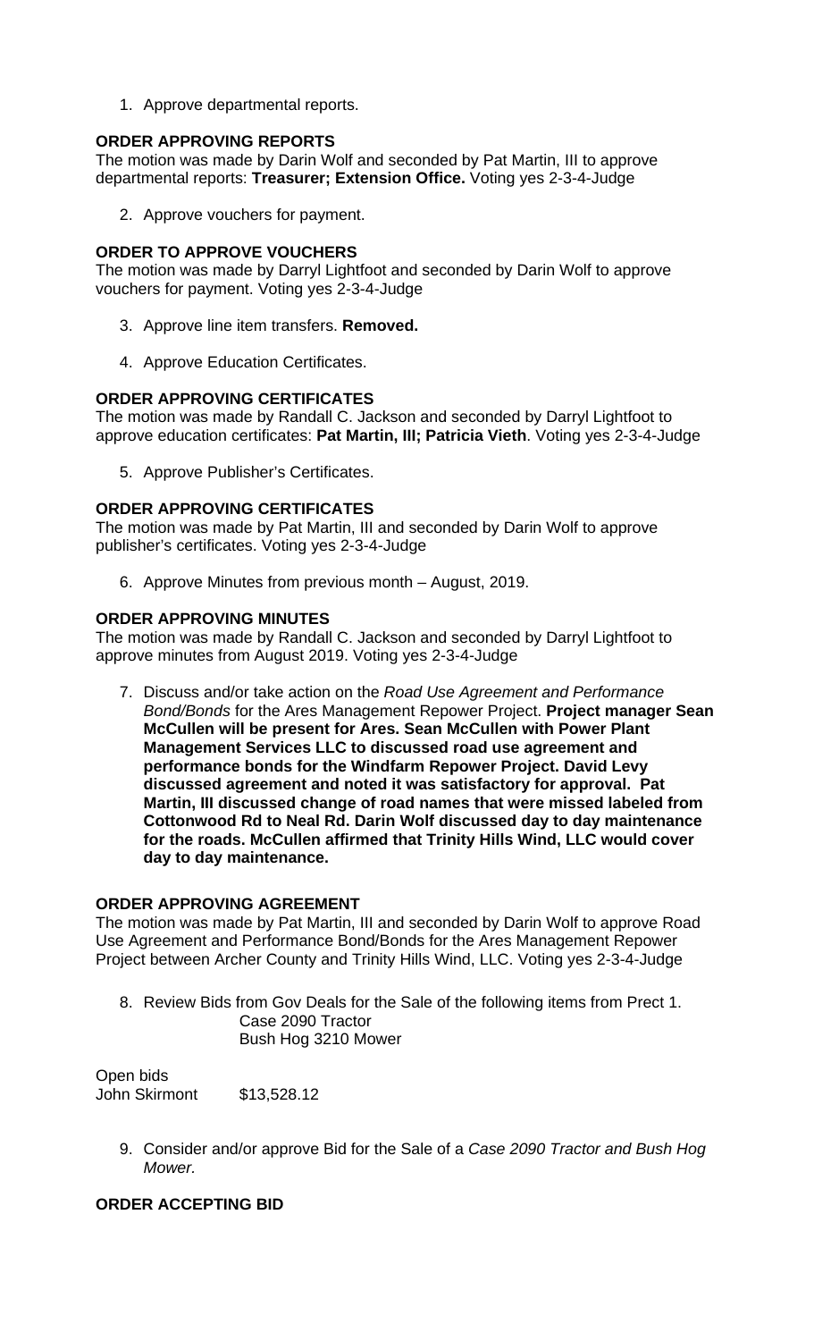1. Approve departmental reports.

**ORDER APPROVING REPORTS**
The motion was made by Darin Wolf and seconded by Pat Martin, III to approve departmental reports: **Treasurer; Extension Office.** Voting yes 2-3-4-Judge

2. Approve vouchers for payment.

**ORDER TO APPROVE VOUCHERS**
The motion was made by Darryl Lightfoot and seconded by Darin Wolf to approve vouchers for payment. Voting yes 2-3-4-Judge

3. Approve line item transfers. **Removed.**

4. Approve Education Certificates.

**ORDER APPROVING CERTIFICATES**
The motion was made by Randall C. Jackson and seconded by Darryl Lightfoot to approve education certificates: **Pat Martin, III; Patricia Vieth**. Voting yes 2-3-4-Judge

5. Approve Publisher's Certificates.

**ORDER APPROVING CERTIFICATES**
The motion was made by Pat Martin, III and seconded by Darin Wolf to approve publisher's certificates. Voting yes 2-3-4-Judge

6. Approve Minutes from previous month – August, 2019.

**ORDER APPROVING MINUTES**
The motion was made by Randall C. Jackson and seconded by Darryl Lightfoot to approve minutes from August 2019. Voting yes 2-3-4-Judge

7. Discuss and/or take action on the *Road Use Agreement and Performance Bond/Bonds* for the Ares Management Repower Project. **Project manager Sean McCullen will be present for Ares. Sean McCullen with Power Plant Management Services LLC to discussed road use agreement and performance bonds for the Windfarm Repower Project. David Levy discussed agreement and noted it was satisfactory for approval. Pat Martin, III discussed change of road names that were missed labeled from Cottonwood Rd to Neal Rd. Darin Wolf discussed day to day maintenance for the roads. McCullen affirmed that Trinity Hills Wind, LLC would cover day to day maintenance.**

**ORDER APPROVING AGREEMENT**
The motion was made by Pat Martin, III and seconded by Darin Wolf to approve Road Use Agreement and Performance Bond/Bonds for the Ares Management Repower Project between Archer County and Trinity Hills Wind, LLC. Voting yes 2-3-4-Judge

8. Review Bids from Gov Deals for the Sale of the following items from Prect 1.
   Case 2090 Tractor
   Bush Hog 3210 Mower

Open bids
John Skirmont $13,528.12

9. Consider and/or approve Bid for the Sale of a *Case 2090 Tractor and Bush Hog Mower.*

**ORDER ACCEPTING BID**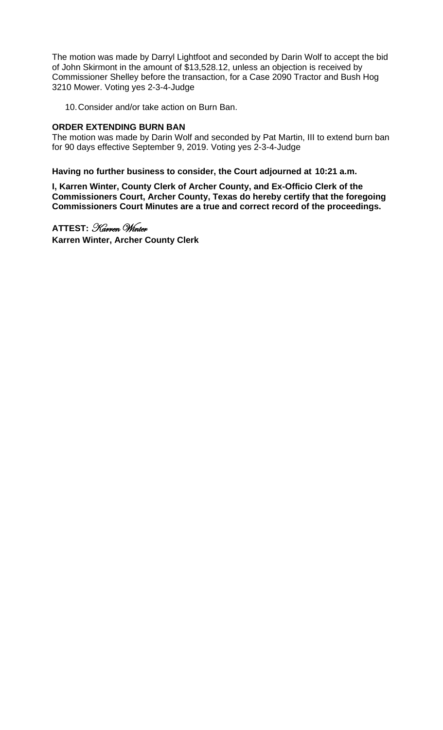The motion was made by Darryl Lightfoot and seconded by Darin Wolf to accept the bid of John Skirmont in the amount of $13,528.12, unless an objection is received by Commissioner Shelley before the transaction, for a Case 2090 Tractor and Bush Hog 3210 Mower. Voting yes 2-3-4-Judge

10. Consider and/or take action on Burn Ban.

**ORDER EXTENDING BURN BAN**

The motion was made by Darin Wolf and seconded by Pat Martin, III to extend burn ban for 90 days effective September 9, 2019. Voting yes 2-3-4-Judge

**Having no further business to consider, the Court adjourned at 10:21 a.m.**

**I, Karren Winter, County Clerk of Archer County, and Ex-Officio Clerk of the Commissioners Court, Archer County, Texas do hereby certify that the foregoing Commissioners Court Minutes are a true and correct record of the proceedings.**

**ATTEST:** *Karren Winter*

**Karren Winter, Archer County Clerk**